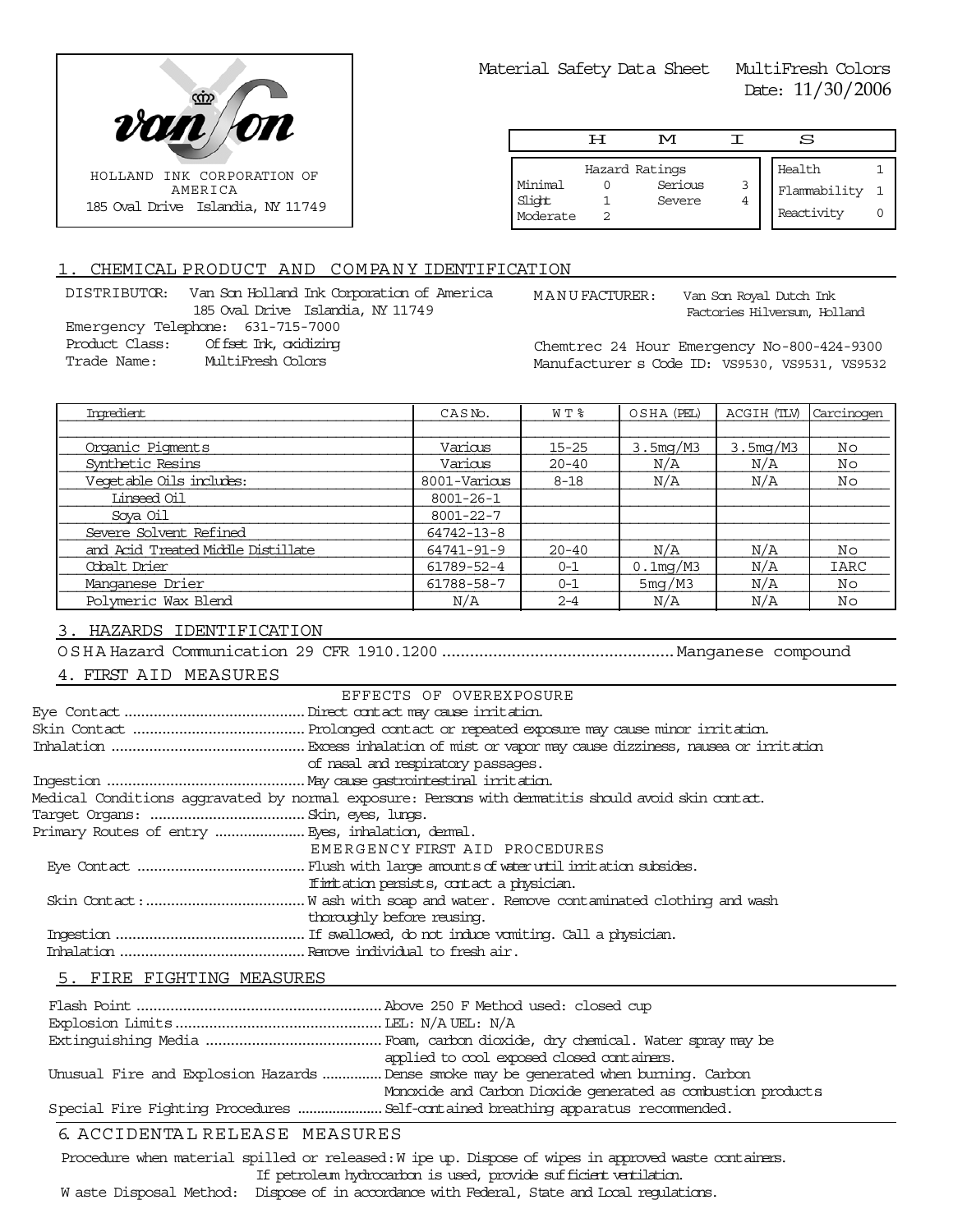van son

HOLLAND INK CORPORATION OF AMERICA
185 Oval Drive Islandia, NY 11749

Material Safety Data Sheet MultiFresh Colors
Date: 11/30/2006

| H M I S | | | | |
|---|---|---|---|---|
| Hazard Ratings | | | | |
| Minimal | 0 | Serious | 3 | Health 1 |
| Slight | 1 | Severe | 4 | Flammability 1 |
| Moderate | 2 | | | Reactivity 0 |

## 1. CHEMICAL PRODUCT AND COMPANY IDENTIFICATION

DISTRIBUTOR: Van Son Holland Ink Corporation of America
185 Oval Drive Islandia, NY 11749
Emergency Telephone: 631-715-7000
Product Class: Offset Ink, oxidizing
Trade Name: MultiFresh Colors

MANUFACTURER: Van Son Royal Dutch Ink
Factories Hilversum, Holland

Chemtrec 24 Hour Emergency No-800-424-9300
Manufacturer s Code ID: VS9530, VS9531, VS9532

| Ingredient | CAS No. | WT % | OSHA (PEL) | ACGIH (TLV) | Carcinogen |
|---|---|---|---|---|---|
| Organic Pigments | Various | 15-25 | 3.5mg/M3 | 3.5mg/M3 | No |
| Synthetic Resins | Various | 20-40 | N/A | N/A | No |
| Vegetable Oils includes: | 8001-Various | 8-18 | N/A | N/A | No |
| Linseed Oil | 8001-26-1 | | | | |
| Soya Oil | 8001-22-7 | | | | |
| Severe Solvent Refined | 64742-13-8 | | | | |
| and Acid Treated Middle Distillate | 64741-91-9 | 20-40 | N/A | N/A | No |
| Cobalt Drier | 61789-52-4 | 0-1 | 0.1mg/M3 | N/A | IARC |
| Manganese Drier | 61788-58-7 | 0-1 | 5mg/M3 | N/A | No |
| Polymeric Wax Blend | N/A | 2-4 | N/A | N/A | No |

## 3. HAZARDS IDENTIFICATION

OSHA Hazard Communication 29 CFR 1910.1200 .......... Manganese compound

## 4. FIRST AID MEASURES

EFFECTS OF OVEREXPOSURE

Eye Contact .......... Direct contact may cause irritation.
Skin Contact .......... Prolonged contact or repeated exposure may cause minor irritation.
Inhalation .......... Excess inhalation of mist or vapor may cause dizziness, nausea or irritation of nasal and respiratory passages.
Ingestion .......... May cause gastrointestinal irritation.
Medical Conditions aggravated by normal exposure: Persons with dermatitis should avoid skin contact.
Target Organs: .......... Skin, eyes, lungs.
Primary Routes of entry .......... Eyes, inhalation, dermal.

EMERGENCY FIRST AID PROCEDURES

Eye Contact .......... Flush with large amounts of water until irritation subsides. If irritation persists, contact a physician.
Skin Contact: .......... Wash with soap and water. Remove contaminated clothing and wash thoroughly before reusing.
Ingestion .......... If swallowed, do not induce vomiting. Call a physician.
Inhalation .......... Remove individual to fresh air.

## 5. FIRE FIGHTING MEASURES

Flash Point .......... Above 250 F Method used: closed cup
Explosion Limits .......... LEL: N/A UEL: N/A
Extinguishing Media .......... Foam, carbon dioxide, dry chemical. Water spray may be applied to cool exposed closed containers.
Unusual Fire and Explosion Hazards .......... Dense smoke may be generated when burning. Carbon Monoxide and Carbon Dioxide generated as combustion products
Special Fire Fighting Procedures .......... Self-contained breathing apparatus recommended.

## 6. ACCIDENTAL RELEASE MEASURES

Procedure when material spilled or released: Wipe up. Dispose of wipes in approved waste containers. If petroleum hydrocarbon is used, provide sufficient ventilation.
Waste Disposal Method: Dispose of in accordance with Federal, State and Local regulations.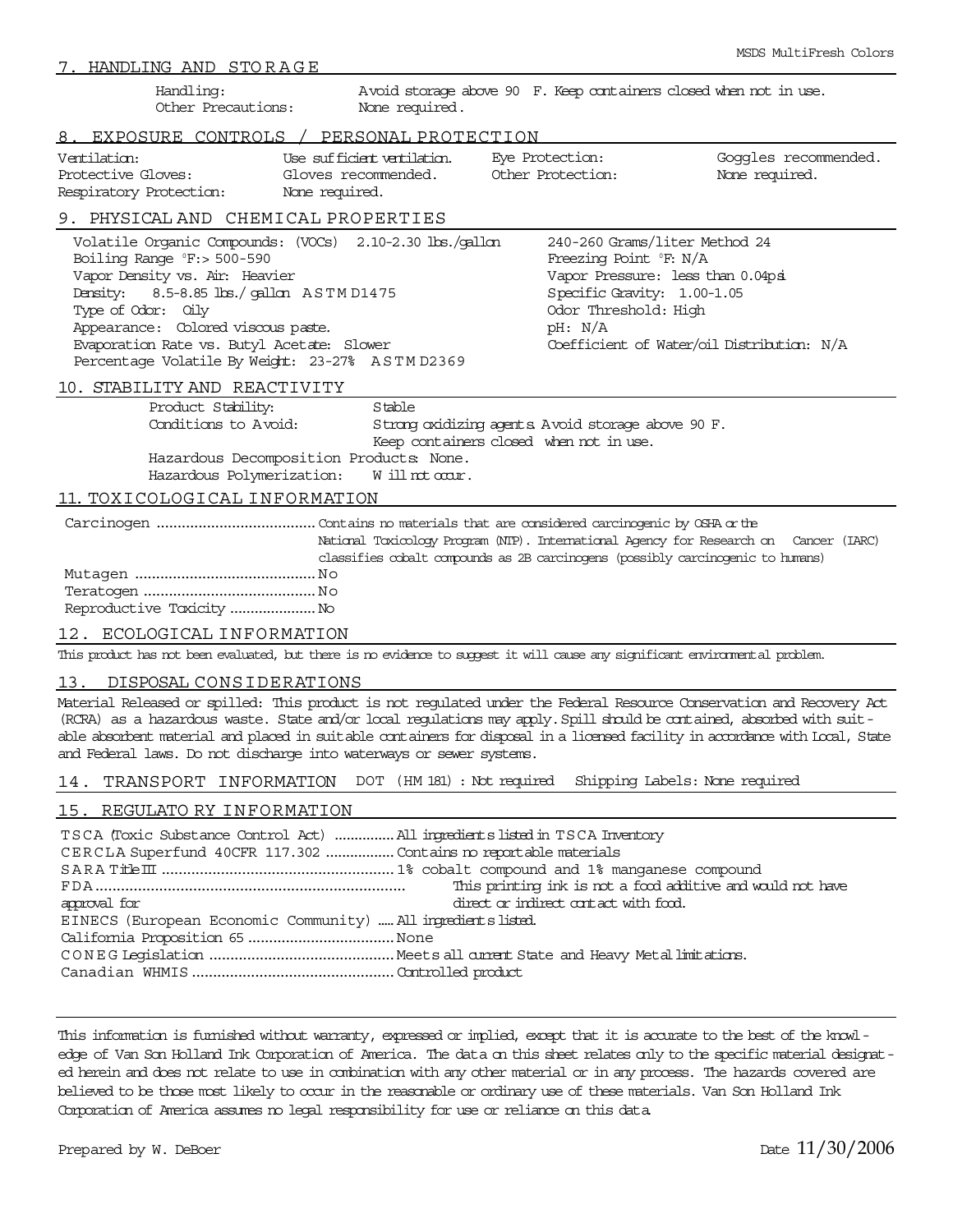## 7. HANDLING AND STORAGE

Handling: Avoid storage above 90 F. Keep containers closed when not in use.
Other Precautions: None required.

## 8. EXPOSURE CONTROLS / PERSONAL PROTECTION

| | | | |
|---|---|---|---|
| Ventilation: | Use sufficient ventilation. | Eye Protection: | Goggles recommended. |
| Protective Gloves: | Gloves recommended. | Other Protection: | None required. |
| Respiratory Protection: | None required. | | |

## 9. PHYSICAL AND CHEMICAL PROPERTIES

Volatile Organic Compounds: (VOCs) 2.10-2.30 lbs./gallon
240-260 Grams/liter Method 24
Boiling Range °F:> 500-590
Freezing Point °F: N/A
Vapor Density vs. Air: Heavier
Vapor Pressure: less than 0.04psi
Density: 8.5-8.85 lbs./gallon ASTM D1475
Specific Gravity: 1.00-1.05
Type of Odor: Oily
Odor Threshold: High
Appearance: Colored viscous paste.
pH: N/A
Evaporation Rate vs. Butyl Acetate: Slower
Coefficient of Water/oil Distribution: N/A
Percentage Volatile By Weight: 23-27% ASTM D2369

## 10. STABILITY AND REACTIVITY

Product Stability: Stable
Conditions to Avoid: Strong oxidizing agents. Avoid storage above 90 F. Keep containers closed when not in use.
Hazardous Decomposition Products: None.
Hazardous Polymerization: Will not occur.

## 11. TOXICOLOGICAL INFORMATION

Carcinogen ....................................... Contains no materials that are considered carcinogenic by OSHA or the National Toxicology Program (NTP). International Agency for Research on Cancer (IARC) classifies cobalt compounds as 2B carcinogens (possibly carcinogenic to humans)
Mutagen ........................................... No
Teratogen ......................................... No
Reproductive Toxicity .................... No

## 12. ECOLOGICAL INFORMATION

This product has not been evaluated, but there is no evidence to suggest it will cause any significant environmental problem.

## 13. DISPOSAL CONSIDERATIONS

Material Released or spilled: This product is not regulated under the Federal Resource Conservation and Recovery Act (RCRA) as a hazardous waste. State and/or local regulations may apply. Spill should be contained, absorbed with suitable absorbent material and placed in suitable containers for disposal in a licensed facility in accordance with Local, State and Federal laws. Do not discharge into waterways or sewer systems.

## 14. TRANSPORT INFORMATION

DOT (HM 181) : Not required Shipping Labels: None required

## 15. REGULATORY INFORMATION

TSCA (Toxic Substance Control Act) .............. All ingredients listed in TSCA Inventory
CERCLA Superfund 40CFR 117.302 ................ Contains no reportable materials
SARA Title III ........................................................ 1% cobalt compound and 1% manganese compound
FDA ........................................................................ This printing ink is not a food additive and would not have approval for direct or indirect contact with food.
EINECS (European Economic Community) ..... All ingredients listed.
California Proposition 65 .................................. None
CONEG Legislation ........................................... Meets all current State and Heavy Metal limitations.
Canadian WHMIS ............................................... Controlled product

---

This information is furnished without warranty, expressed or implied, except that it is accurate to the best of the knowledge of Van Son Holland Ink Corporation of America. The data on this sheet relates only to the specific material designated herein and does not relate to use in combination with any other material or in any process. The hazards covered are believed to be those most likely to occur in the reasonable or ordinary use of these materials. Van Son Holland Ink Corporation of America assumes no legal responsibility for use or reliance on this data.

Prepared by W. DeBoer

Date 11/30/2006